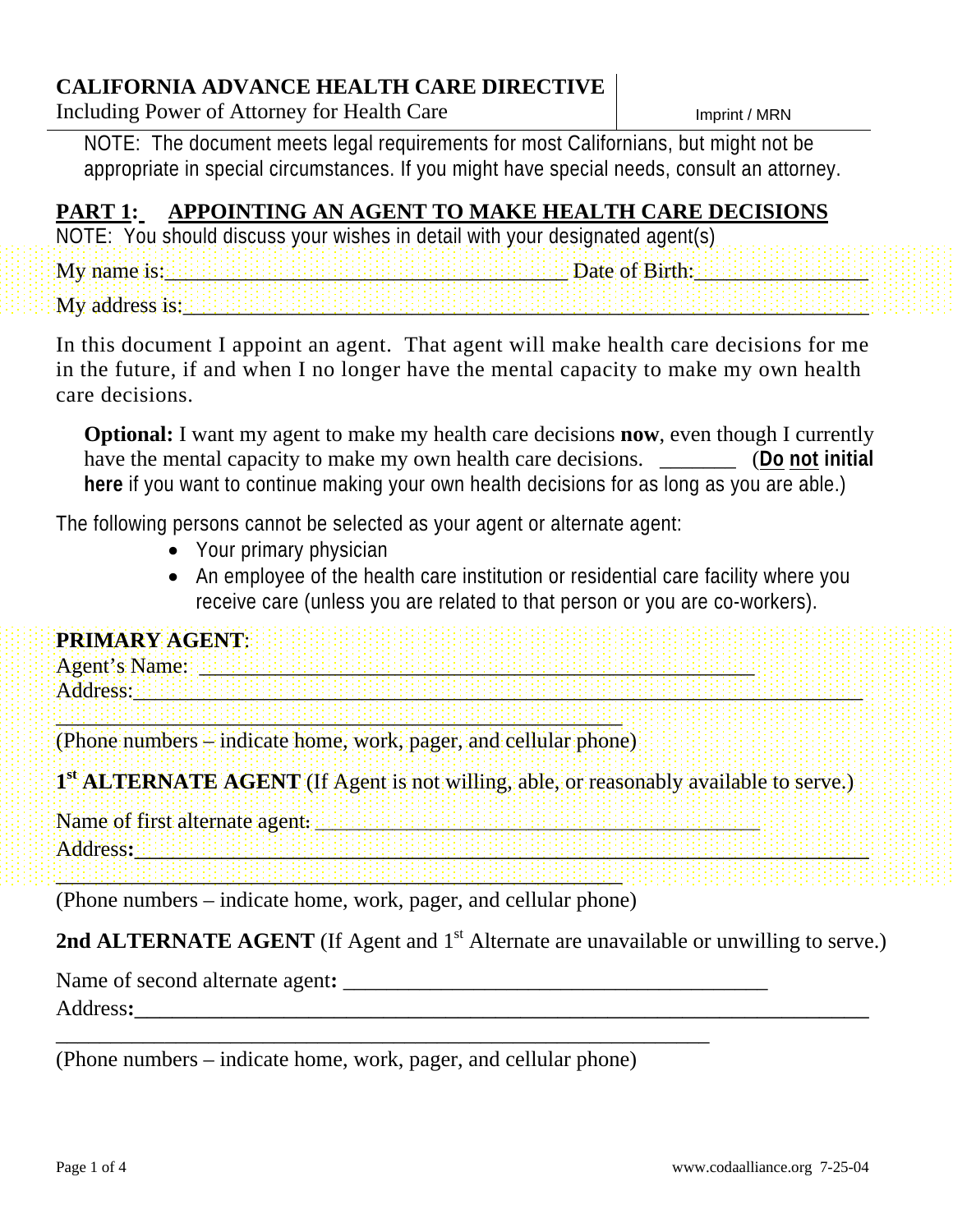# CALIFORNIA ADVANCE HEALTH CARE DIRECTIVE

Including Power of Attorney for Health Care

Imprint / MRN

NOTE: The document meets legal requirements for most Californians, but might not be appropriate in special circumstances. If you might have special needs, consult an attorney.

## PART 1: APPOINTING AN AGENT TO MAKE HEALTH CARE DECISIONS

NOTE: You should discuss your wishes in detail with your designated agent(s)

My name is:______________________________________ Date of Birth:________________

My address is:___________________________________________________________________

In this document I appoint an agent. That agent will make health care decisions for me in the future, if and when I no longer have the mental capacity to make my own health care decisions.

**Optional:** I want my agent to make my health care decisions **now**, even though I currently have the mental capacity to make my own health care decisions. _______ (**Do not initial here** if you want to continue making your own health decisions for as long as you are able.)

The following persons cannot be selected as your agent or alternate agent:

- Your primary physician
- An employee of the health care institution or residential care facility where you receive care (unless you are related to that person or you are co-workers).

**PRIMARY AGENT**:

Agent's Name: ____________________________________________________

Address:__________________________________________________________________

______________________________________________________

(Phone numbers – indicate home, work, pager, and cellular phone)

**1st ALTERNATE AGENT** (If Agent is not willing, able, or reasonably available to serve.)

Name of first alternate agent: __________________________________________

Address:__________________________________________________________________

______________________________________________________

(Phone numbers – indicate home, work, pager, and cellular phone)

**2nd ALTERNATE AGENT** (If Agent and 1st Alternate are unavailable or unwilling to serve.)

Name of second alternate agent: ________________________________________

Address:__________________________________________________________________

______________________________________________________________

(Phone numbers – indicate home, work, pager, and cellular phone)

www.codaalliance.org 7-25-04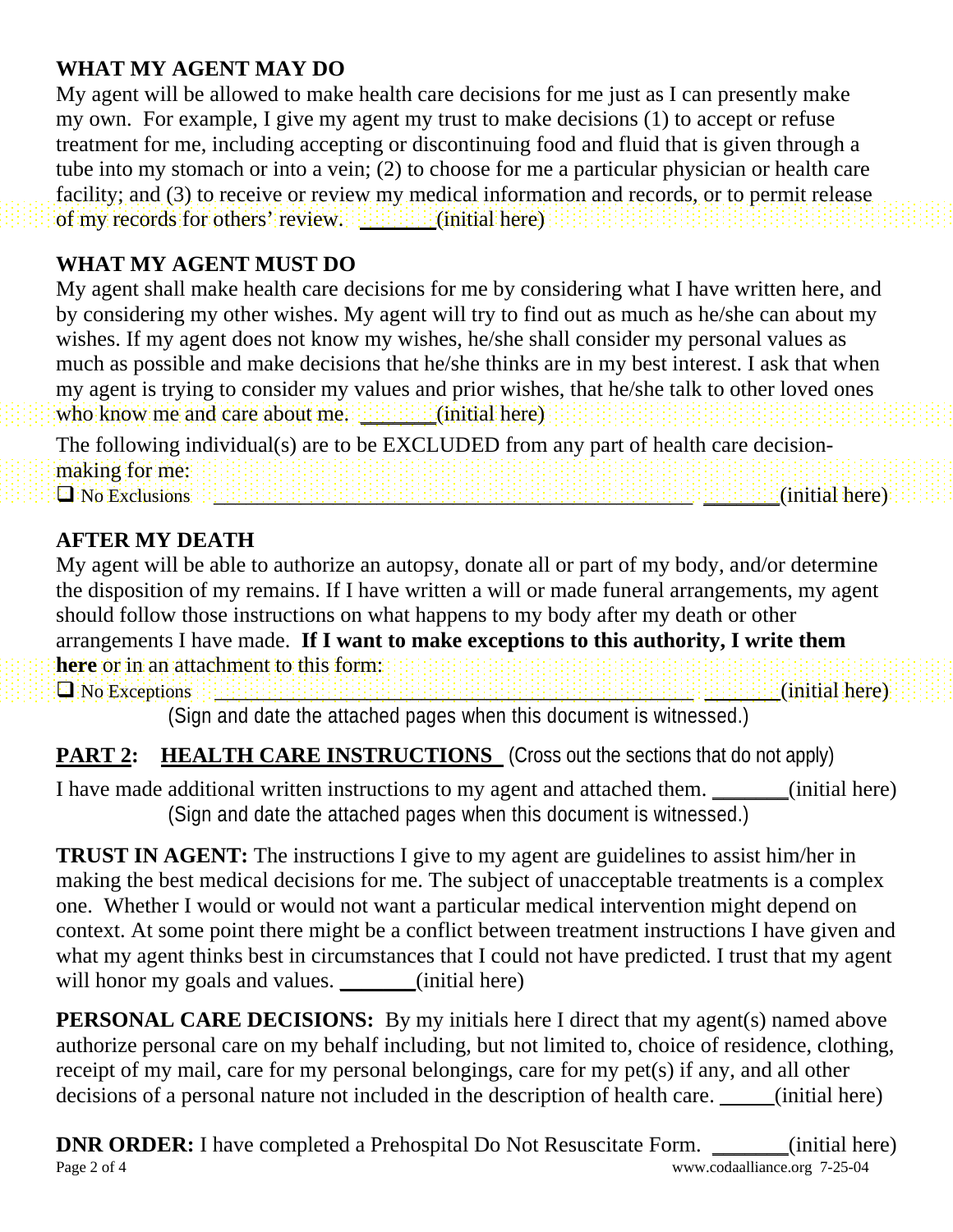## WHAT MY AGENT MAY DO

My agent will be allowed to make health care decisions for me just as I can presently make my own. For example, I give my agent my trust to make decisions (1) to accept or refuse treatment for me, including accepting or discontinuing food and fluid that is given through a tube into my stomach or into a vein; (2) to choose for me a particular physician or health care facility; and (3) to receive or review my medical information and records, or to permit release of my records for others' review. _______ (initial here)

## WHAT MY AGENT MUST DO

My agent shall make health care decisions for me by considering what I have written here, and by considering my other wishes. My agent will try to find out as much as he/she can about my wishes. If my agent does not know my wishes, he/she shall consider my personal values as much as possible and make decisions that he/she thinks are in my best interest. I ask that when my agent is trying to consider my values and prior wishes, that he/she talk to other loved ones who know me and care about me. _______ (initial here)

The following individual(s) are to be EXCLUDED from any part of health care decision-making for me:

❑ No Exclusions _______________________________________________ _______ (initial here)

## AFTER MY DEATH

My agent will be able to authorize an autopsy, donate all or part of my body, and/or determine the disposition of my remains. If I have written a will or made funeral arrangements, my agent should follow those instructions on what happens to my body after my death or other arrangements I have made. **If I want to make exceptions to this authority, I write them here** or in an attachment to this form:

❑ No Exceptions _______________________________________________ _______ (initial here)

(Sign and date the attached pages when this document is witnessed.)

## PART 2: HEALTH CARE INSTRUCTIONS (Cross out the sections that do not apply)

I have made additional written instructions to my agent and attached them. _______ (initial here)

(Sign and date the attached pages when this document is witnessed.)

**TRUST IN AGENT:** The instructions I give to my agent are guidelines to assist him/her in making the best medical decisions for me. The subject of unacceptable treatments is a complex one. Whether I would or would not want a particular medical intervention might depend on context. At some point there might be a conflict between treatment instructions I have given and what my agent thinks best in circumstances that I could not have predicted. I trust that my agent will honor my goals and values. _______ (initial here)

**PERSONAL CARE DECISIONS:** By my initials here I direct that my agent(s) named above authorize personal care on my behalf including, but not limited to, choice of residence, clothing, receipt of my mail, care for my personal belongings, care for my pet(s) if any, and all other decisions of a personal nature not included in the description of health care. _____ (initial here)

**DNR ORDER:** I have completed a Prehospital Do Not Resuscitate Form. _______ (initial here)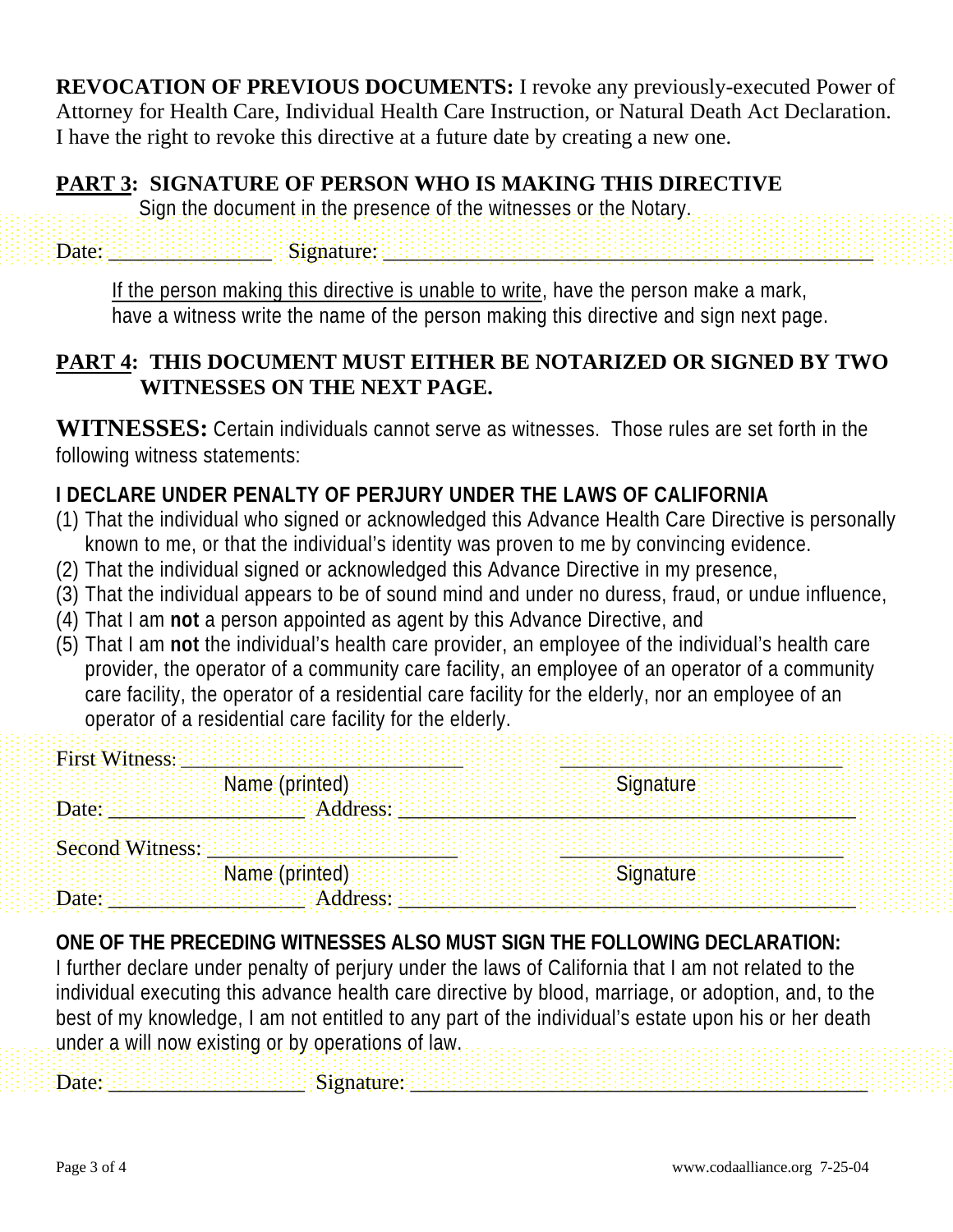**REVOCATION OF PREVIOUS DOCUMENTS:** I revoke any previously-executed Power of Attorney for Health Care, Individual Health Care Instruction, or Natural Death Act Declaration. I have the right to revoke this directive at a future date by creating a new one.

## PART 3: SIGNATURE OF PERSON WHO IS MAKING THIS DIRECTIVE

Sign the document in the presence of the witnesses or the Notary.

Date: ________________ Signature: ________________________________________________

If the person making this directive is unable to write, have the person make a mark, have a witness write the name of the person making this directive and sign next page.

## PART 4: THIS DOCUMENT MUST EITHER BE NOTARIZED OR SIGNED BY TWO WITNESSES ON THE NEXT PAGE.

**WITNESSES:** Certain individuals cannot serve as witnesses. Those rules are set forth in the following witness statements:

**I DECLARE UNDER PENALTY OF PERJURY UNDER THE LAWS OF CALIFORNIA**

(1) That the individual who signed or acknowledged this Advance Health Care Directive is personally known to me, or that the individual's identity was proven to me by convincing evidence.
(2) That the individual signed or acknowledged this Advance Directive in my presence,
(3) That the individual appears to be of sound mind and under no duress, fraud, or undue influence,
(4) That I am **not** a person appointed as agent by this Advance Directive, and
(5) That I am **not** the individual's health care provider, an employee of the individual's health care provider, the operator of a community care facility, an employee of an operator of a community care facility, the operator of a residential care facility for the elderly, nor an employee of an operator of a residential care facility for the elderly.

First Witness: ____________________________ ____________________________
Name (printed) Signature
Date: ____________________ Address: ____________________________________________

Second Witness: __________________________ ____________________________
Name (printed) Signature
Date: ____________________ Address: ____________________________________________

**ONE OF THE PRECEDING WITNESSES ALSO MUST SIGN THE FOLLOWING DECLARATION:**

I further declare under penalty of perjury under the laws of California that I am not related to the individual executing this advance health care directive by blood, marriage, or adoption, and, to the best of my knowledge, I am not entitled to any part of the individual's estate upon his or her death under a will now existing or by operations of law.

Date: ____________________ Signature: ______________________________________________

www.codaalliance.org 7-25-04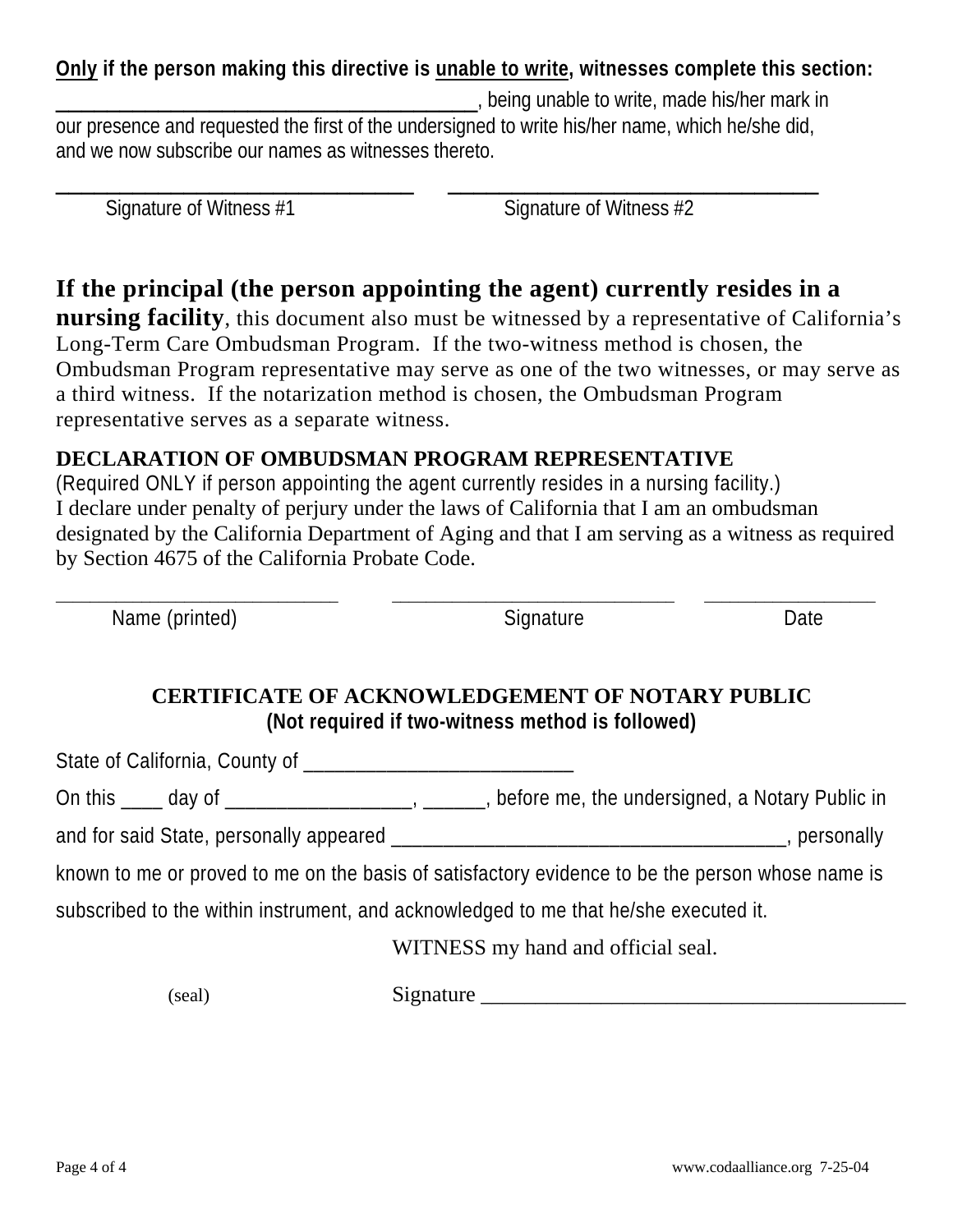**<u>Only</u> if the person making this directive is <u>unable to write</u>, witnesses complete this section:**

________________________________________, being unable to write, made his/her mark in our presence and requested the first of the undersigned to write his/her name, which he/she did, and we now subscribe our names as witnesses thereto.

________________________________ ________________________________

Signature of Witness #1 Signature of Witness #2

**If the principal (the person appointing the agent) currently resides in a nursing facility**, this document also must be witnessed by a representative of California's Long-Term Care Ombudsman Program. If the two-witness method is chosen, the Ombudsman Program representative may serve as one of the two witnesses, or may serve as a third witness. If the notarization method is chosen, the Ombudsman Program representative serves as a separate witness.

**DECLARATION OF OMBUDSMAN PROGRAM REPRESENTATIVE**

(Required ONLY if person appointing the agent currently resides in a nursing facility.)

I declare under penalty of perjury under the laws of California that I am an ombudsman designated by the California Department of Aging and that I am serving as a witness as required by Section 4675 of the California Probate Code.

____________________________ ____________________________ _________________

Name (printed) Signature Date

**CERTIFICATE OF ACKNOWLEDGEMENT OF NOTARY PUBLIC**

**(Not required if two-witness method is followed)**

State of California, County of __________________________

On this ____ day of _________________, ______, before me, the undersigned, a Notary Public in and for said State, personally appeared _____________________________________, personally known to me or proved to me on the basis of satisfactory evidence to be the person whose name is subscribed to the within instrument, and acknowledged to me that he/she executed it.

WITNESS my hand and official seal.

(seal) Signature ________________________________________

www.codaalliance.org 7-25-04